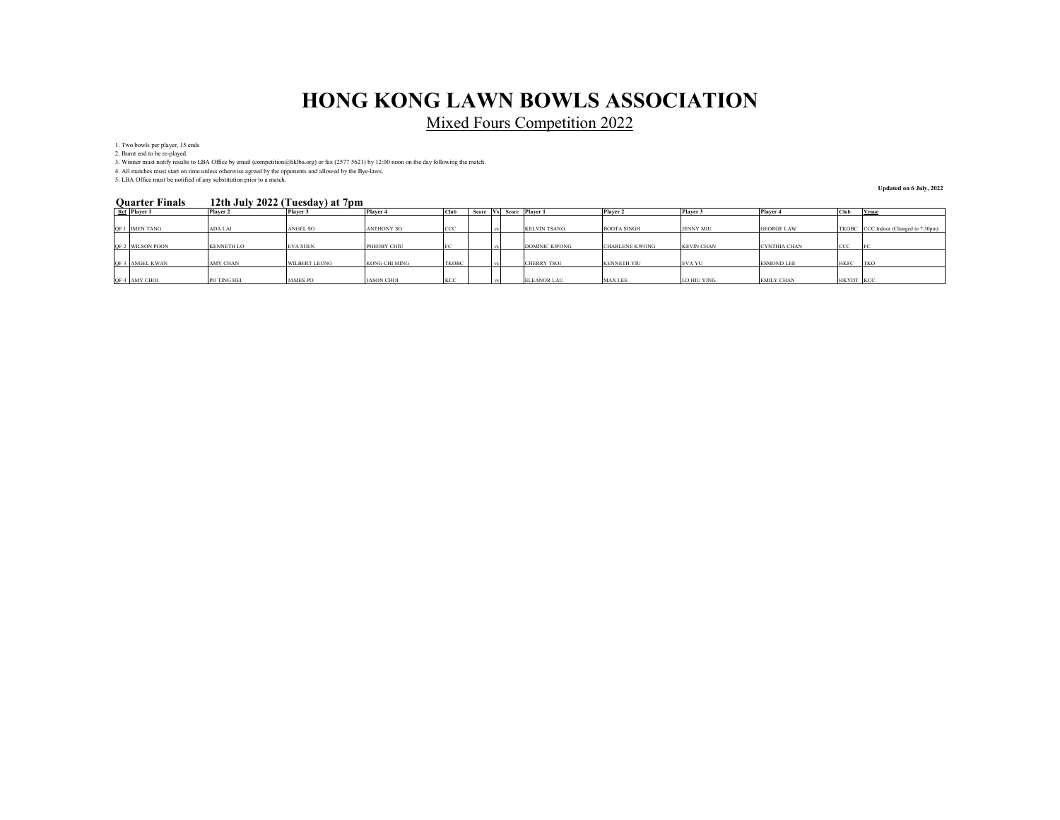# HONG KONG LAWN BOWLS ASSOCIATION

## Mixed Fours Competition 2022

1. Two bowls per player, 15 ends
2. Burnt end to be re-played.
3. Winner must notify results to LBA Office by email (competition@hklba.org) or fax (2577 5621) by 12:00 noon on the day following the match.
4. All matches must start on time unless otherwise agreed by the opponents and allowed by the Bye-laws.
5. LBA Office must be notified of any substitution prior to a match.

**Updated on 6 July, 2022**

### Quarter Finals 12th July 2022 (Tuesday) at 7pm

| Ref | Player 1 | Player 2 | Player 3 | Player 4 | Club | Score | Vs | Score | Player 1 | Player 2 | Player 3 | Player 4 | Club | Venue |
|---|---|---|---|---|---|---|---|---|---|---|---|---|---|---|
| QF 1 | IMEN TANG | ADA LAI | ANGEL SO | ANTHONY SO | CCC | | vs | | KELVIN TSANG | BOOTA SINGH | JENNY MIU | GEORGE LAW | TKOBC | CCC Indoor (Changed to 7:30pm) |
| QF 2 | WILSON POON | KENNETH LO | EVA SUEN | PHEOBY CHIU | FC | | vs | | DOMINIC KWONG | CHARLENE KWONG | KEVIN CHAN | CYNTHIA CHAN | CCC | FC |
| QF 3 | ANGEL KWAN | AMY CHAN | WILBERT LEUNG | KONG CHI MING | TKOBC | | vs | | CHERRY TSOI | KENNETH YIU | EVA YU | ESMOND LEE | HKFC | TKO |
| QF 4 | AMY CHOI | PO TING HEI | JAMES PO | JASON CHOI | KCC | | vs | | ELEANOR LAU | MAX LEE | LO HIU YING | EMILY CHAN | HKYDT | KCC |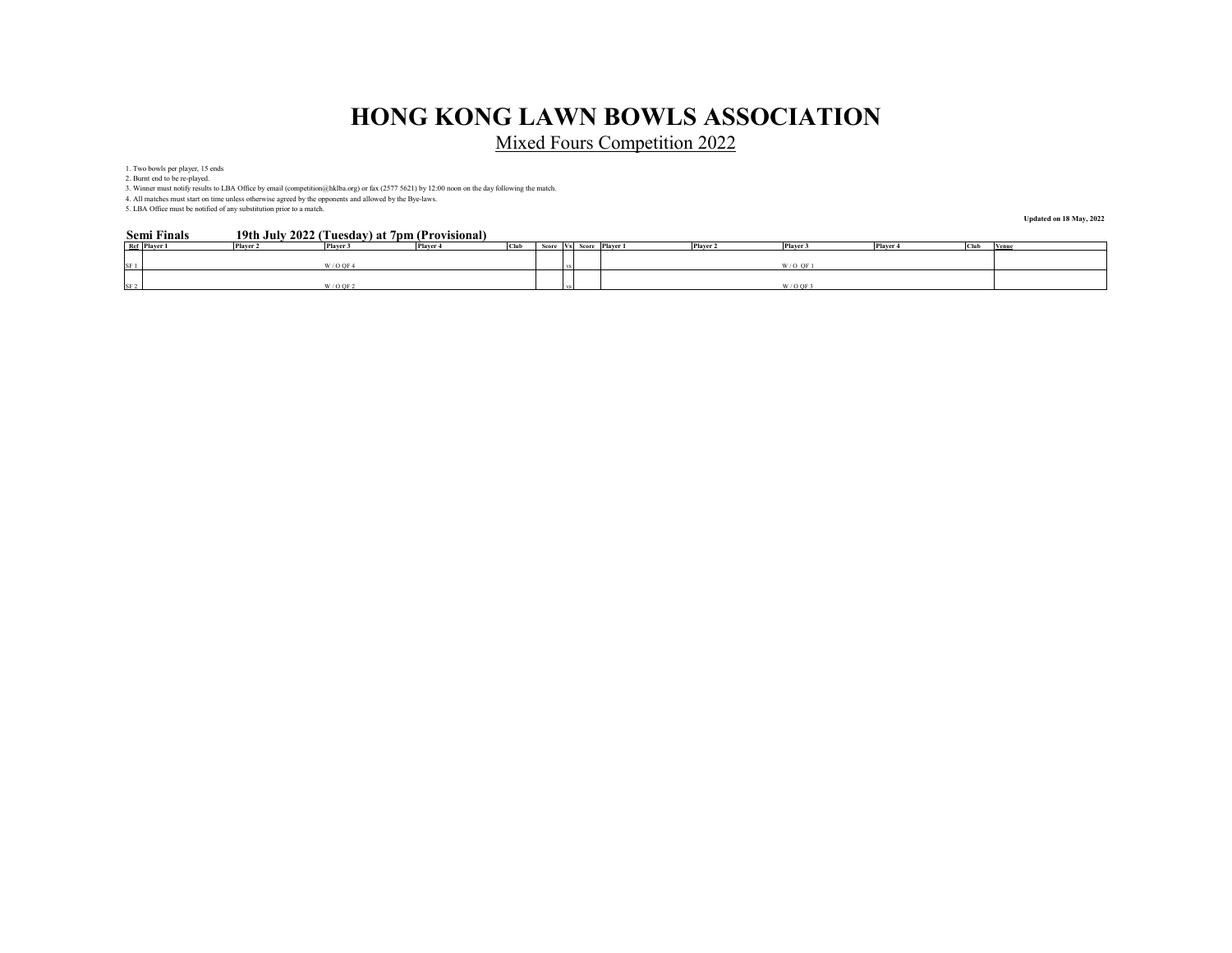# HONG KONG LAWN BOWLS ASSOCIATION

Mixed Fours Competition 2022

1. Two bowls per player, 15 ends
2. Burnt end to be re-played.
3. Winner must notify results to LBA Office by email (competition@hklba.org) or fax (2577 5621) by 12:00 noon on the day following the match.
4. All matches must start on time unless otherwise agreed by the opponents and allowed by the Bye-laws.
5. LBA Office must be notified of any substitution prior to a match.

**Updated on 18 May, 2022**

**Semi Finals 19th July 2022 (Tuesday) at 7pm (Provisional)**

| Ref | Player 1 | Player 2 | Player 3 | Player 4 | Club | Score | Vs | Score | Player 1 | Player 2 | Player 3 | Player 4 | Club | Venue |
|---|---|---|---|---|---|---|---|---|---|---|---|---|---|---|
| SF 1 | | | W / O QF 4 | | | | vs | | | | W / O QF 1 | | | |
| SF 2 | | | W / O QF 2 | | | | vs | | | | W / O QF 3 | | | |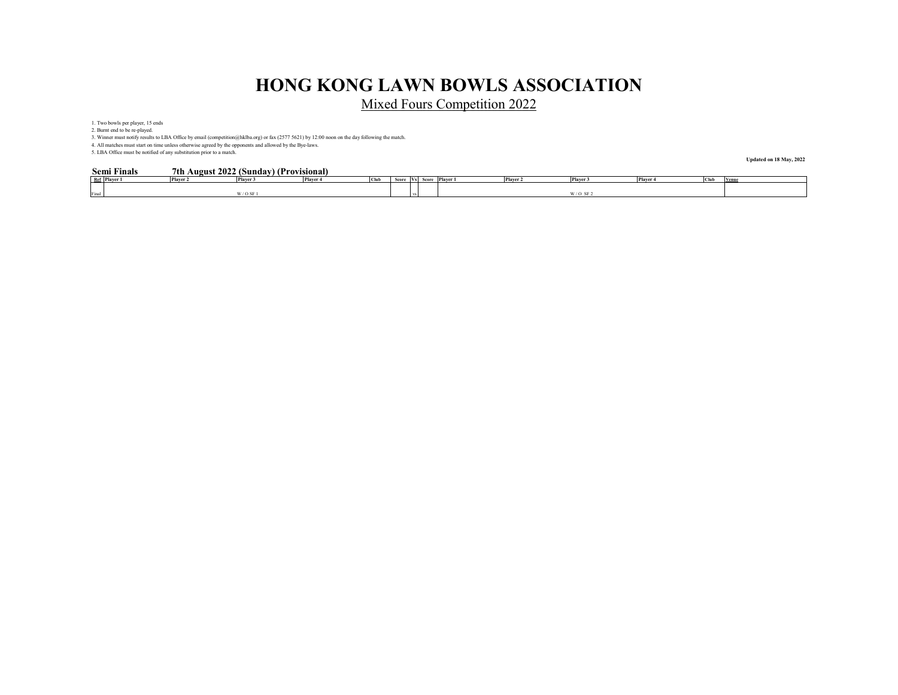# HONG KONG LAWN BOWLS ASSOCIATION

Mixed Fours Competition 2022

1. Two bowls per player, 15 ends
2. Burnt end to be re-played.
3. Winner must notify results to LBA Office by email (competition@hklba.org) or fax (2577 5621) by 12:00 noon on the day following the match.
4. All matches must start on time unless otherwise agreed by the opponents and allowed by the Bye-laws.
5. LBA Office must be notified of any substitution prior to a match.

**Updated on 18 May, 2022**

**Semi Finals 7th August 2022 (Sunday) (Provisional)**

| Ref | Player 1 | Player 2 | Player 3 | Player 4 | Club | Score | Vs | Score | Player 1 | Player 2 | Player 3 | Player 4 | Club | Venue |
|---|---|---|---|---|---|---|---|---|---|---|---|---|---|---|
| Final | | | W / O SF 1 | | | | vs | | | | W / O SF 2 | | | |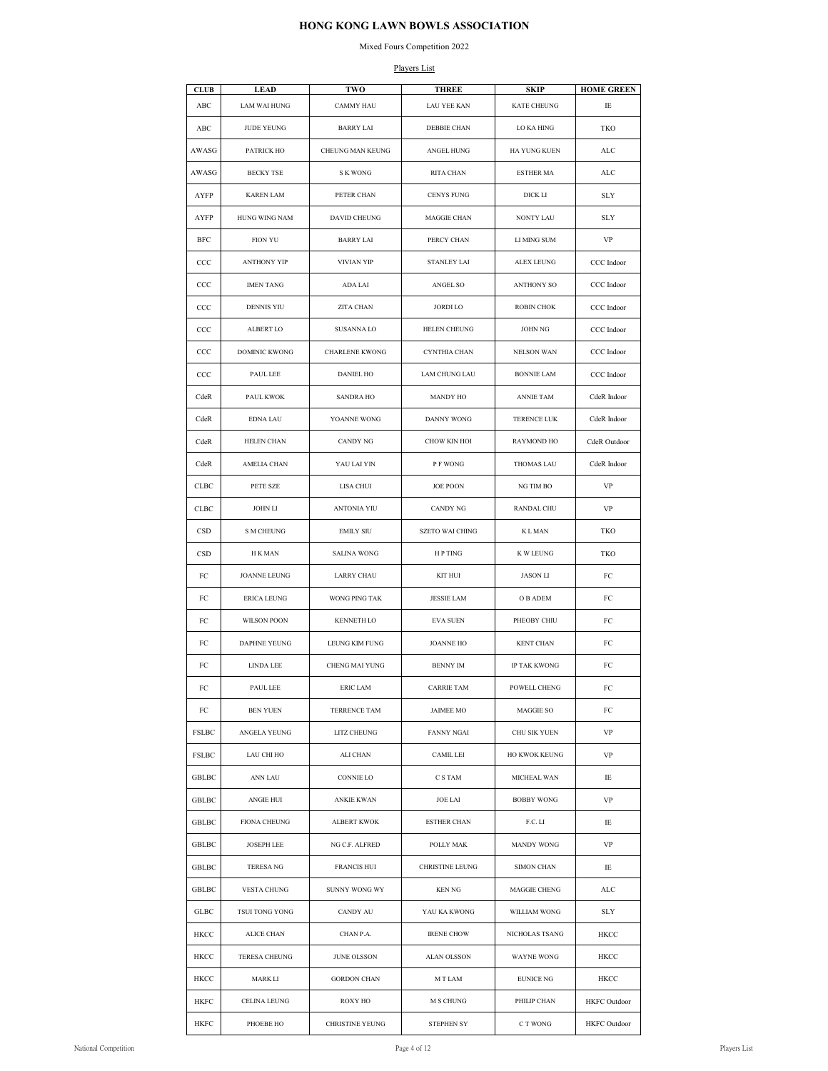# HONG KONG LAWN BOWLS ASSOCIATION

Mixed Fours Competition 2022

Players List

| CLUB | LEAD | TWO | THREE | SKIP | HOME GREEN |
|---|---|---|---|---|---|
| ABC | LAM WAI HUNG | CAMMY HAU | LAU YEE KAN | KATE CHEUNG | IE |
| ABC | JUDE YEUNG | BARRY LAI | DEBBIE CHAN | LO KA HING | TKO |
| AWASG | PATRICK HO | CHEUNG MAN KEUNG | ANGEL HUNG | HA YUNG KUEN | ALC |
| AWASG | BECKY TSE | S K WONG | RITA CHAN | ESTHER MA | ALC |
| AYFP | KAREN LAM | PETER CHAN | CENYS FUNG | DICK LI | SLY |
| AYFP | HUNG WING NAM | DAVID CHEUNG | MAGGIE CHAN | NONTY LAU | SLY |
| BFC | FION YU | BARRY LAI | PERCY CHAN | LI MING SUM | VP |
| CCC | ANTHONY YIP | VIVIAN YIP | STANLEY LAI | ALEX LEUNG | CCC Indoor |
| CCC | IMEN TANG | ADA LAI | ANGEL SO | ANTHONY SO | CCC Indoor |
| CCC | DENNIS YIU | ZITA CHAN | JORDI LO | ROBIN CHOK | CCC Indoor |
| CCC | ALBERT LO | SUSANNA LO | HELEN CHEUNG | JOHN NG | CCC Indoor |
| CCC | DOMINIC KWONG | CHARLENE KWONG | CYNTHIA CHAN | NELSON WAN | CCC Indoor |
| CCC | PAUL LEE | DANIEL HO | LAM CHUNG LAU | BONNIE LAM | CCC Indoor |
| CdeR | PAUL KWOK | SANDRA HO | MANDY HO | ANNIE TAM | CdeR Indoor |
| CdeR | EDNA LAU | YOANNE WONG | DANNY WONG | TERENCE LUK | CdeR Indoor |
| CdeR | HELEN CHAN | CANDY NG | CHOW KIN HOI | RAYMOND HO | CdeR Outdoor |
| CdeR | AMELIA CHAN | YAU LAI YIN | P F WONG | THOMAS LAU | CdeR Indoor |
| CLBC | PETE SZE | LISA CHUI | JOE POON | NG TIM BO | VP |
| CLBC | JOHN LI | ANTONIA YIU | CANDY NG | RANDAL CHU | VP |
| CSD | S M CHEUNG | EMILY SIU | SZETO WAI CHING | K L MAN | TKO |
| CSD | H K MAN | SALINA WONG | H P TING | K W LEUNG | TKO |
| FC | JOANNE LEUNG | LARRY CHAU | KIT HUI | JASON LI | FC |
| FC | ERICA LEUNG | WONG PING TAK | JESSIE LAM | O B ADEM | FC |
| FC | WILSON POON | KENNETH LO | EVA SUEN | PHEOBY CHIU | FC |
| FC | DAPHNE YEUNG | LEUNG KIM FUNG | JOANNE HO | KENT CHAN | FC |
| FC | LINDA LEE | CHENG MAI YUNG | BENNY IM | IP TAK KWONG | FC |
| FC | PAUL LEE | ERIC LAM | CARRIE TAM | POWELL CHENG | FC |
| FC | BEN YUEN | TERRENCE TAM | JAIMEE MO | MAGGIE SO | FC |
| FSLBC | ANGELA YEUNG | LITZ CHEUNG | FANNY NGAI | CHU SIK YUEN | VP |
| FSLBC | LAU CHI HO | ALI CHAN | CAMIL LEI | HO KWOK KEUNG | VP |
| GBLBC | ANN LAU | CONNIE LO | C S TAM | MICHEAL WAN | IE |
| GBLBC | ANGIE HUI | ANKIE KWAN | JOE LAI | BOBBY WONG | VP |
| GBLBC | FIONA CHEUNG | ALBERT KWOK | ESTHER CHAN | F.C. LI | IE |
| GBLBC | JOSEPH LEE | NG C.F. ALFRED | POLLY MAK | MANDY WONG | VP |
| GBLBC | TERESA NG | FRANCIS HUI | CHRISTINE LEUNG | SIMON CHAN | IE |
| GBLBC | VESTA CHUNG | SUNNY WONG WY | KEN NG | MAGGIE CHENG | ALC |
| GLBC | TSUI TONG YONG | CANDY AU | YAU KA KWONG | WILLIAM WONG | SLY |
| HKCC | ALICE CHAN | CHAN P.A. | IRENE CHOW | NICHOLAS TSANG | HKCC |
| HKCC | TERESA CHEUNG | JUNE OLSSON | ALAN OLSSON | WAYNE WONG | HKCC |
| HKCC | MARK LI | GORDON CHAN | M T LAM | EUNICE NG | HKCC |
| HKFC | CELINA LEUNG | ROXY HO | M S CHUNG | PHILIP CHAN | HKFC Outdoor |
| HKFC | PHOEBE HO | CHRISTINE YEUNG | STEPHEN SY | C T WONG | HKFC Outdoor |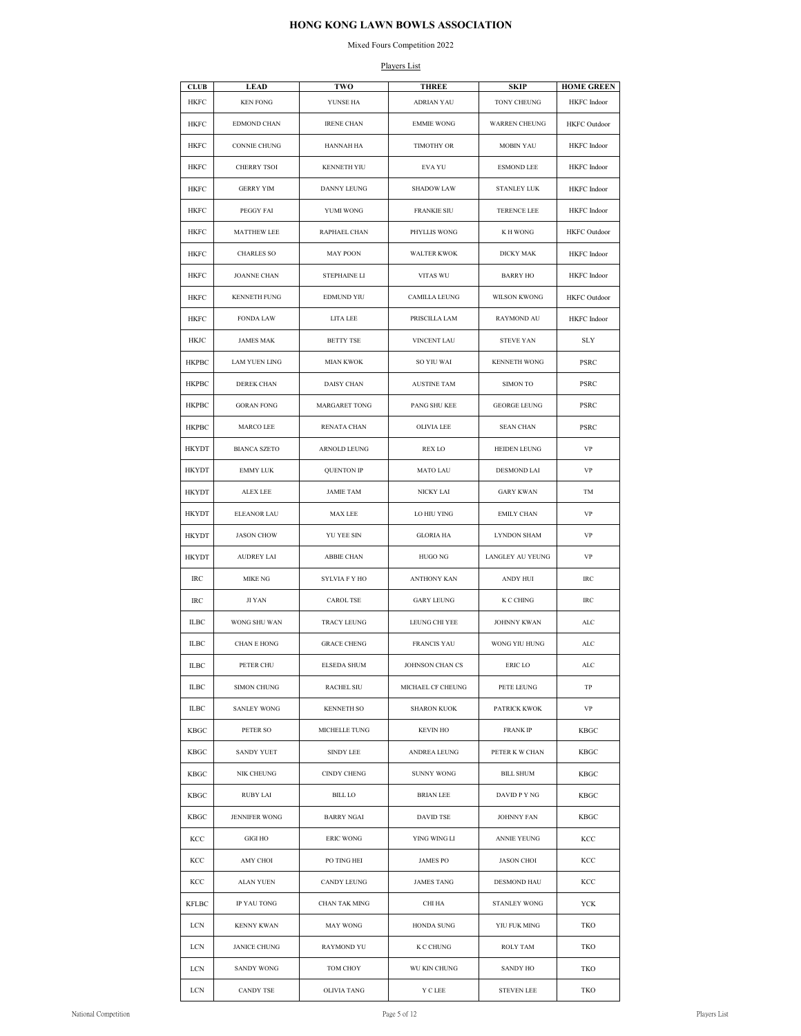# HONG KONG LAWN BOWLS ASSOCIATION

Mixed Fours Competition 2022

Players List

| CLUB | LEAD | TWO | THREE | SKIP | HOME GREEN |
|---|---|---|---|---|---|
| HKFC | KEN FONG | YUNSE HA | ADRIAN YAU | TONY CHEUNG | HKFC Indoor |
| HKFC | EDMOND CHAN | IRENE CHAN | EMMIE WONG | WARREN CHEUNG | HKFC Outdoor |
| HKFC | CONNIE CHUNG | HANNAH HA | TIMOTHY OR | MOBIN YAU | HKFC Indoor |
| HKFC | CHERRY TSOI | KENNETH YIU | EVA YU | ESMOND LEE | HKFC Indoor |
| HKFC | GERRY YIM | DANNY LEUNG | SHADOW LAW | STANLEY LUK | HKFC Indoor |
| HKFC | PEGGY FAI | YUMI WONG | FRANKIE SIU | TERENCE LEE | HKFC Indoor |
| HKFC | MATTHEW LEE | RAPHAEL CHAN | PHYLLIS WONG | K H WONG | HKFC Outdoor |
| HKFC | CHARLES SO | MAY POON | WALTER KWOK | DICKY MAK | HKFC Indoor |
| HKFC | JOANNE CHAN | STEPHAINE LI | VITAS WU | BARRY HO | HKFC Indoor |
| HKFC | KENNETH FUNG | EDMUND YIU | CAMILLA LEUNG | WILSON KWONG | HKFC Outdoor |
| HKFC | FONDA LAW | LITA LEE | PRISCILLA LAM | RAYMOND AU | HKFC Indoor |
| HKJC | JAMES MAK | BETTY TSE | VINCENT LAU | STEVE YAN | SLY |
| HKPBC | LAM YUEN LING | MIAN KWOK | SO YIU WAI | KENNETH WONG | PSRC |
| HKPBC | DEREK CHAN | DAISY CHAN | AUSTINE TAM | SIMON TO | PSRC |
| HKPBC | GORAN FONG | MARGARET TONG | PANG SHU KEE | GEORGE LEUNG | PSRC |
| HKPBC | MARCO LEE | RENATA CHAN | OLIVIA LEE | SEAN CHAN | PSRC |
| HKYDT | BIANCA SZETO | ARNOLD LEUNG | REX LO | HEIDEN LEUNG | VP |
| HKYDT | EMMY LUK | QUENTON IP | MATO LAU | DESMOND LAI | VP |
| HKYDT | ALEX LEE | JAMIE TAM | NICKY LAI | GARY KWAN | TM |
| HKYDT | ELEANOR LAU | MAX LEE | LO HIU YING | EMILY CHAN | VP |
| HKYDT | JASON CHOW | YU YEE SIN | GLORIA HA | LYNDON SHAM | VP |
| HKYDT | AUDREY LAI | ABBIE CHAN | HUGO NG | LANGLEY AU YEUNG | VP |
| IRC | MIKE NG | SYLVIA F Y HO | ANTHONY KAN | ANDY HUI | IRC |
| IRC | JI YAN | CAROL TSE | GARY LEUNG | K C CHING | IRC |
| ILBC | WONG SHU WAN | TRACY LEUNG | LEUNG CHI YEE | JOHNNY KWAN | ALC |
| ILBC | CHAN E HONG | GRACE CHENG | FRANCIS YAU | WONG YIU HUNG | ALC |
| ILBC | PETER CHU | ELSEDA SHUM | JOHNSON CHAN CS | ERIC LO | ALC |
| ILBC | SIMON CHUNG | RACHEL SIU | MICHAEL CF CHEUNG | PETE LEUNG | TP |
| ILBC | SANLEY WONG | KENNETH SO | SHARON KUOK | PATRICK KWOK | VP |
| KBGC | PETER SO | MICHELLE TUNG | KEVIN HO | FRANK IP | KBGC |
| KBGC | SANDY YUET | SINDY LEE | ANDREA LEUNG | PETER K W CHAN | KBGC |
| KBGC | NIK CHEUNG | CINDY CHENG | SUNNY WONG | BILL SHUM | KBGC |
| KBGC | RUBY LAI | BILL LO | BRIAN LEE | DAVID P Y NG | KBGC |
| KBGC | JENNIFER WONG | BARRY NGAI | DAVID TSE | JOHNNY FAN | KBGC |
| KCC | GIGI HO | ERIC WONG | YING WING LI | ANNIE YEUNG | KCC |
| KCC | AMY CHOI | PO TING HEI | JAMES PO | JASON CHOI | KCC |
| KCC | ALAN YUEN | CANDY LEUNG | JAMES TANG | DESMOND HAU | KCC |
| KFLBC | IP YAU TONG | CHAN TAK MING | CHI HA | STANLEY WONG | YCK |
| LCN | KENNY KWAN | MAY WONG | HONDA SUNG | YIU FUK MING | TKO |
| LCN | JANICE CHUNG | RAYMOND YU | K C CHUNG | ROLY TAM | TKO |
| LCN | SANDY WONG | TOM CHOY | WU KIN CHUNG | SANDY HO | TKO |
| LCN | CANDY TSE | OLIVIA TANG | Y C LEE | STEVEN LEE | TKO |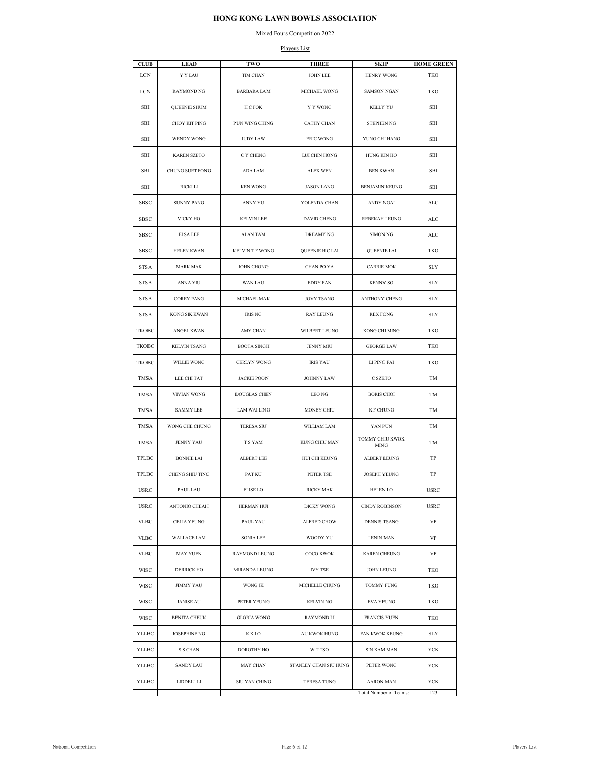# HONG KONG LAWN BOWLS ASSOCIATION

Mixed Fours Competition 2022

Players List

| CLUB | LEAD | TWO | THREE | SKIP | HOME GREEN |
|---|---|---|---|---|---|
| LCN | Y Y LAU | TIM CHAN | JOHN LEE | HENRY WONG | TKO |
| LCN | RAYMOND NG | BARBARA LAM | MICHAEL WONG | SAMSON NGAN | TKO |
| SBI | QUEENIE SHUM | H C FOK | Y Y WONG | KELLY YU | SBI |
| SBI | CHOY KIT PING | PUN WING CHING | CATHY CHAN | STEPHEN NG | SBI |
| SBI | WENDY WONG | JUDY LAW | ERIC WONG | YUNG CHI HANG | SBI |
| SBI | KAREN SZETO | C Y CHENG | LUI CHIN HONG | HUNG KIN HO | SBI |
| SBI | CHUNG SUET FONG | ADA LAM | ALEX WEN | BEN KWAN | SBI |
| SBI | RICKI LI | KEN WONG | JASON LANG | BENJAMIN KEUNG | SBI |
| SBSC | SUNNY PANG | ANNY YU | YOLENDA CHAN | ANDY NGAI | ALC |
| SBSC | VICKY HO | KELVIN LEE | DAVID CHENG | REBEKAH LEUNG | ALC |
| SBSC | ELSA LEE | ALAN TAM | DREAMY NG | SIMON NG | ALC |
| SBSC | HELEN KWAN | KELVIN T F WONG | QUEENIE H C LAI | QUEENIE LAI | TKO |
| STSA | MARK MAK | JOHN CHONG | CHAN PO YA | CARRIE MOK | SLY |
| STSA | ANNA YIU | WAN LAU | EDDY FAN | KENNY SO | SLY |
| STSA | COREY PANG | MICHAEL MAK | JOVY TSANG | ANTHONY CHENG | SLY |
| STSA | KONG SIK KWAN | IRIS NG | RAY LEUNG | REX FONG | SLY |
| TKOBC | ANGEL KWAN | AMY CHAN | WILBERT LEUNG | KONG CHI MING | TKO |
| TKOBC | KELVIN TSANG | BOOTA SINGH | JENNY MIU | GEORGE LAW | TKO |
| TKOBC | WILLIE WONG | CERLYN WONG | IRIS YAU | LI PING FAI | TKO |
| TMSA | LEE CHI TAT | JACKIE POON | JOHNNY LAW | C SZETO | TM |
| TMSA | VIVIAN WONG | DOUGLAS CHEN | LEO NG | BORIS CHOI | TM |
| TMSA | SAMMY LEE | LAM WAI LING | MONEY CHIU | K F CHUNG | TM |
| TMSA | WONG CHE CHUNG | TERESA SIU | WILLIAM LAM | YAN PUN | TM |
| TMSA | JENNY YAU | T S YAM | KUNG CHIU MAN | TOMMY CHIU KWOK MING | TM |
| TPLBC | BONNIE LAI | ALBERT LEE | HUI CHI KEUNG | ALBERT LEUNG | TP |
| TPLBC | CHENG SHIU TING | PAT KU | PETER TSE | JOSEPH YEUNG | TP |
| USRC | PAUL LAU | ELISE LO | RICKY MAK | HELEN LO | USRC |
| USRC | ANTONIO CHEAH | HERMAN HUI | DICKY WONG | CINDY ROBINSON | USRC |
| VLBC | CELIA YEUNG | PAUL YAU | ALFRED CHOW | DENNIS TSANG | VP |
| VLBC | WALLACE LAM | SONIA LEE | WOODY YU | LENIN MAN | VP |
| VLBC | MAY YUEN | RAYMOND LEUNG | COCO KWOK | KAREN CHEUNG | VP |
| WISC | DERRICK HO | MIRANDA LEUNG | IVY TSE | JOHN LEUNG | TKO |
| WISC | JIMMY YAU | WONG JK | MICHELLE CHUNG | TOMMY FUNG | TKO |
| WISC | JANISE AU | PETER YEUNG | KELVIN NG | EVA YEUNG | TKO |
| WISC | BENITA CHEUK | GLORIA WONG | RAYMOND LI | FRANCIS YUEN | TKO |
| YLLBC | JOSEPHINE NG | K K LO | AU KWOK HUNG | FAN KWOK KEUNG | SLY |
| YLLBC | S S CHAN | DOROTHY HO | W T TSO | SIN KAM MAN | YCK |
| YLLBC | SANDY LAU | MAY CHAN | STANLEY CHAN SIU HUNG | PETER WONG | YCK |
| YLLBC | LIDDELL LI | SIU YAN CHING | TERESA TUNG | AARON MAN | YCK |
| | | | | Total Number of Teams: | 123 |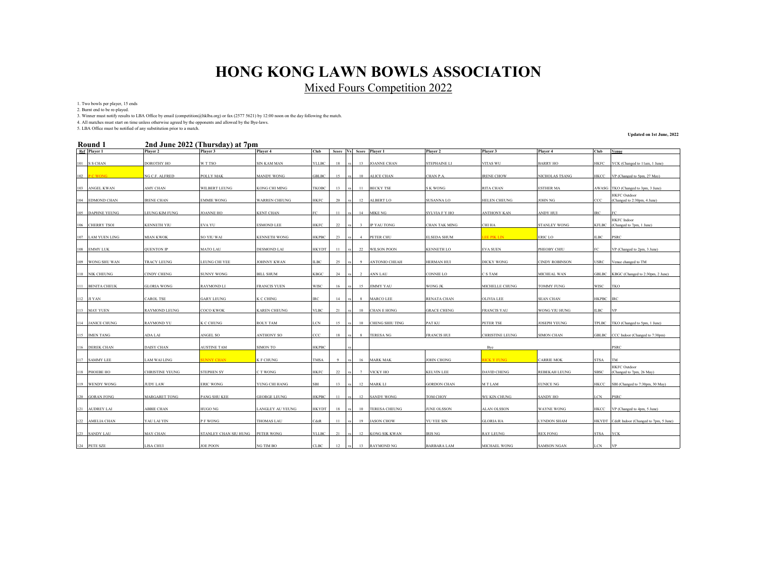# HONG KONG LAWN BOWLS ASSOCIATION

## Mixed Fours Competition 2022

1. Two bowls per player, 15 ends
2. Burnt end to be re-played.
3. Winner must notify results to LBA Office by email (competition@hklba.org) or fax (2577 5621) by 12:00 noon on the day following the match.
4. All matches must start on time unless otherwise agreed by the opponents and allowed by the Bye-laws.
5. LBA Office must be notified of any substitution prior to a match.

**Updated on 1st June, 2022**

### Round 1 — 2nd June 2022 (Thursday) at 7pm

| Ref | Player 1 | Player 2 | Player 3 | Player 4 | Club | Score | Vs | Score | Player 1 | Player 2 | Player 3 | Player 4 | Club | Venue |
|---|---|---|---|---|---|---|---|---|---|---|---|---|---|---|
| 101 | S S CHAN | DOROTHY HO | W T TSO | SIN KAM MAN | YLLBC | 18 | vs | 13 | JOANNE CHAN | STEPHAINE LI | VITAS WU | BARRY HO | HKFC | YCK (Changed to 11am, 1 June) |
| 102 | P C WONG | NG C.F. ALFRED | POLLY MAK | MANDY WONG | GBLBC | 15 | vs | 10 | ALICE CHAN | CHAN P.A. | IRENE CHOW | NICHOLAS TSANG | HKCC | VP (Changed to 5pm, 27 May) |
| 103 | ANGEL KWAN | AMY CHAN | WILBERT LEUNG | KONG CHI MING | TKOBC | 13 | vs | 11 | BECKY TSE | S K WONG | RITA CHAN | ESTHER MA | AWASG | TKO (Changed to 3pm, 3 June) |
| 104 | EDMOND CHAN | IRENE CHAN | EMMIE WONG | WARREN CHEUNG | HKFC | 20 | vs | 12 | ALBERT LO | SUSANNA LO | HELEN CHEUNG | JOHN NG | CCC | HKFC Outdoor (Changed to 2:30pm, 4 June) |
| 105 | DAPHNE YEUNG | LEUNG KIM FUNG | JOANNE HO | KENT CHAN | FC | 11 | vs | 14 | MIKE NG | SYLVIA F Y HO | ANTHONY KAN | ANDY HUI | IRC | FC |
| 106 | CHERRY TSOI | KENNETH YIU | EVA YU | ESMOND LEE | HKFC | 22 | vs | 3 | IP YAU TONG | CHAN TAK MING | CHI HA | STANLEY WONG | KFLBC | HKFC Indoor (Changed to 7pm, 1 June) |
| 107 | LAM YUEN LING | MIAN KWOK | SO YIU WAI | KENNETH WONG | HKPBC | 23 | vs | 4 | PETER CHU | ELSEDA SHUM | LEE PIK LIN | ERIC LO | ILBC | PSRC |
| 108 | EMMY LUK | QUENTON IP | MATO LAU | DESMOND LAI | HKYDT | 11 | vs | 22 | WILSON POON | KENNETH LO | EVA SUEN | PHEOBY CHIU | FC | VP (Changed to 2pm, 3 June) |
| 109 | WONG SHU WAN | TRACY LEUNG | LEUNG CHI YEE | JOHNNY KWAN | ILBC | 25 | vs | 9 | ANTONIO CHEAH | HERMAN HUI | DICKY WONG | CINDY ROBINSON | USRC | Venue changed to TM |
| 110 | NIK CHEUNG | CINDY CHENG | SUNNY WONG | BILL SHUM | KBGC | 24 | vs | 2 | ANN LAU | CONNIE LO | C S TAM | MICHEAL WAN | GBLBC | KBGC (Changed to 2:30pm, 2 June) |
| 111 | BENITA CHEUK | GLORIA WONG | RAYMOND LI | FRANCIS YUEN | WISC | 16 | vs | 15 | JIMMY YAU | WONG JK | MICHELLE CHUNG | TOMMY FUNG | WISC | TKO |
| 112 | JI YAN | CAROL TSE | GARY LEUNG | K C CHING | IRC | 14 | vs | 8 | MARCO LEE | RENATA CHAN | OLIVIA LEE | SEAN CHAN | HKPBC | IRC |
| 113 | MAY YUEN | RAYMOND LEUNG | COCO KWOK | KAREN CHEUNG | VLBC | 21 | vs | 10 | CHAN E HONG | GRACE CHENG | FRANCIS YAU | WONG YIU HUNG | ILBC | VP |
| 114 | JANICE CHUNG | RAYMOND YU | K C CHUNG | ROLY TAM | LCN | 15 | vs | 10 | CHENG SHIU TING | PAT KU | PETER TSE | JOSEPH YEUNG | TPLBC | TKO (Changed to 5pm, 1 June) |
| 115 | IMEN TANG | ADA LAI | ANGEL SO | ANTHONY SO | CCC | 18 | vs | 8 | TERESA NG | FRANCIS HUI | CHRISTINE LEUNG | SIMON CHAN | GBLBC | CCC Indoor (Changed to 7:30pm) |
| 116 | DEREK CHAN | DAISY CHAN | AUSTINE TAM | SIMON TO | HKPBC | | vs | | | | Bye | | | PSRC |
| 117 | SAMMY LEE | LAM WAI LING | SUNNY CHAN | K F CHUNG | TMSA | 9 | vs | 16 | MARK MAK | JOHN CHONG | RICK Y FUNG | CARRIE MOK | STSA | TM |
| 118 | PHOEBE HO | CHRISTINE YEUNG | STEPHEN SY | C T WONG | HKFC | 22 | vs | 7 | VICKY HO | KELVIN LEE | DAVID CHENG | REBEKAH LEUNG | SBSC | HKFC Outdoor (Changed to 7pm, 26 May) |
| 119 | WENDY WONG | JUDY LAW | ERIC WONG | YUNG CHI HANG | SBI | 13 | vs | 12 | MARK LI | GORDON CHAN | M T LAM | EUNICE NG | HKCC | SBI (Changed to 7:30pm, 30 May) |
| 120 | GORAN FONG | MARGARET TONG | PANG SHU KEE | GEORGE LEUNG | HKPBC | 11 | vs | 12 | SANDY WONG | TOM CHOY | WU KIN CHUNG | SANDY HO | LCN | PSRC |
| 121 | AUDREY LAI | ABBIE CHAN | HUGO NG | LANGLEY AU YEUNG | HKYDT | 18 | vs | 10 | TERESA CHEUNG | JUNE OLSSON | ALAN OLSSON | WAYNE WONG | HKCC | VP (Changed to 4pm, 5 June) |
| 122 | AMELIA CHAN | YAU LAI YIN | P F WONG | THOMAS LAU | CdeR | 11 | vs | 19 | JASON CHOW | YU YEE SIN | GLORIA HA | LYNDON SHAM | HKYDT | CdeR Indoor (Changed to 7pm, 5 June) |
| 123 | SANDY LAU | MAY CHAN | STANLEY CHAN SIU HUNG | PETER WONG | YLLBC | 21 | vs | 12 | KONG SIK KWAN | IRIS NG | RAY LEUNG | REX FONG | STSA | YCK |
| 124 | PETE SZE | LISA CHUI | JOE POON | NG TIM BO | CLBC | 12 | vs | 13 | RAYMOND NG | BARBARA LAM | MICHAEL WONG | SAMSON NGAN | LCN | VP |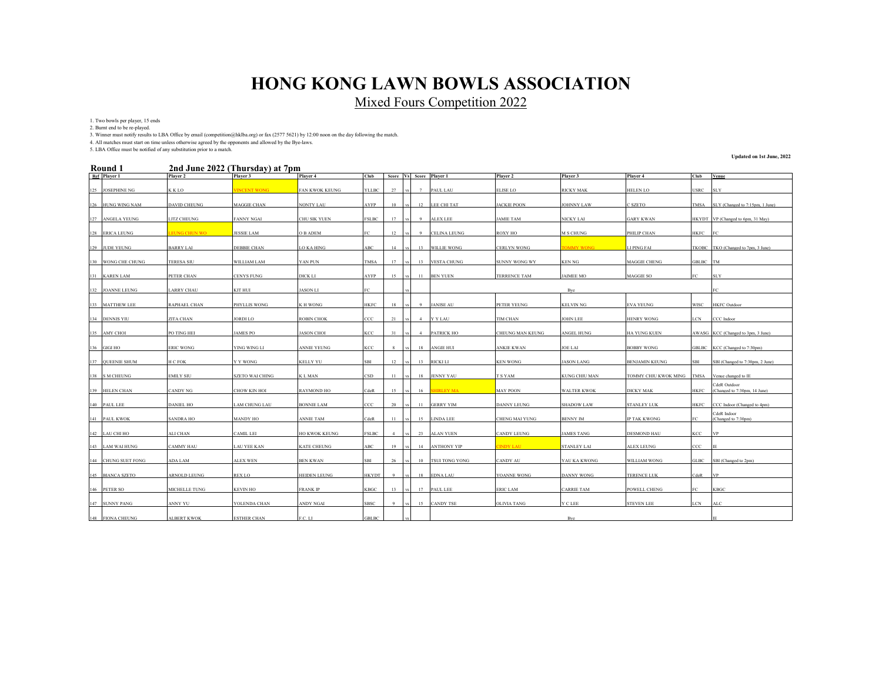# HONG KONG LAWN BOWLS ASSOCIATION

Mixed Fours Competition 2022

1. Two bowls per player, 15 ends
2. Burnt end to be re-played.
3. Winner must notify results to LBA Office by email (competition@hklba.org) or fax (2577 5621) by 12:00 noon on the day following the match.
4. All matches must start on time unless otherwise agreed by the opponents and allowed by the Bye-laws.
5. LBA Office must be notified of any substitution prior to a match.

**Updated on 1st June, 2022**

### Round 1 — 2nd June 2022 (Thursday) at 7pm

| Ref | Player 1 | Player 2 | Player 3 | Player 4 | Club | Score | Vs | Score | Player 1 | Player 2 | Player 3 | Player 4 | Club | Venue |
|---|---|---|---|---|---|---|---|---|---|---|---|---|---|---|
| 125 | JOSEPHINE NG | K K LO | VINCENT WONG | FAN KWOK KEUNG | YLLBC | 27 | vs | 7 | PAUL LAU | ELISE LO | RICKY MAK | HELEN LO | USRC | SLY |
| 126 | HUNG WING NAM | DAVID CHEUNG | MAGGIE CHAN | NONTY LAU | AYFP | 10 | vs | 12 | LEE CHI TAT | JACKIE POON | JOHNNY LAW | C SZETO | TMSA | SLY (Changed to 7:15pm, 1 June) |
| 127 | ANGELA YEUNG | LITZ CHEUNG | FANNY NGAI | CHU SIK YUEN | FSLBC | 17 | vs | 9 | ALEX LEE | JAMIE TAM | NICKY LAI | GARY KWAN | HKYDT | VP (Changed to 6pm, 31 May) |
| 128 | ERICA LEUNG | LEUNG CHUN WO | JESSIE LAM | O B ADEM | FC | 12 | vs | 9 | CELINA LEUNG | ROXY HO | M S CHUNG | PHILIP CHAN | HKFC | FC |
| 129 | JUDE YEUNG | BARRY LAI | DEBBIE CHAN | LO KA HING | ABC | 14 | vs | 13 | WILLIE WONG | CERLYN WONG | TOMMY WONG | LI PING FAI | TKOBC | TKO (Changed to 7pm, 3 June) |
| 130 | WONG CHE CHUNG | TERESA SIU | WILLIAM LAM | YAN PUN | TMSA | 17 | vs | 13 | VESTA CHUNG | SUNNY WONG WY | KEN NG | MAGGIE CHENG | GBLBC | TM |
| 131 | KAREN LAM | PETER CHAN | CENYS FUNG | DICK LI | AYFP | 15 | vs | 11 | BEN YUEN | TERRENCE TAM | JAIMEE MO | MAGGIE SO | FC | SLY |
| 132 | JOANNE LEUNG | LARRY CHAU | KIT HUI | JASON LI | FC | | vs | | | | Bye | | | FC |
| 133 | MATTHEW LEE | RAPHAEL CHAN | PHYLLIS WONG | K H WONG | HKFC | 18 | vs | 9 | JANISE AU | PETER YEUNG | KELVIN NG | EVA YEUNG | WISC | HKFC Outdoor |
| 134 | DENNIS YIU | ZITA CHAN | JORDI LO | ROBIN CHOK | CCC | 21 | vs | 4 | Y Y LAU | TIM CHAN | JOHN LEE | HENRY WONG | LCN | CCC Indoor |
| 135 | AMY CHOI | PO TING HEI | JAMES PO | JASON CHOI | KCC | 31 | vs | 4 | PATRICK HO | CHEUNG MAN KEUNG | ANGEL HUNG | HA YUNG KUEN | AWASG | KCC (Changed to 3pm, 3 June) |
| 136 | GIGI HO | ERIC WONG | YING WING LI | ANNIE YEUNG | KCC | 8 | vs | 18 | ANGIE HUI | ANKIE KWAN | JOE LAI | BOBBY WONG | GBLBC | KCC (Changed to 7:30pm) |
| 137 | QUEENIE SHUM | H C FOK | Y Y WONG | KELLY YU | SBI | 12 | vs | 13 | RICKI LI | KEN WONG | JASON LANG | BENJAMIN KEUNG | SBI | SBI (Changed to 7:30pm, 2 June) |
| 138 | S M CHEUNG | EMILY SIU | SZETO WAI CHING | K L MAN | CSD | 11 | vs | 18 | JENNY YAU | T S YAM | KUNG CHIU MAN | TOMMY CHIU KWOK MING | TMSA | Venue changed to IE |
| 139 | HELEN CHAN | CANDY NG | CHOW KIN HOI | RAYMOND HO | CdeR | 15 | vs | 16 | SHIRLEY MA | MAY POON | WALTER KWOK | DICKY MAK | HKFC | CdeR Outdoor (Changed to 7:30pm, 14 June) |
| 140 | PAUL LEE | DANIEL HO | LAM CHUNG LAU | BONNIE LAM | CCC | 20 | vs | 11 | GERRY YIM | DANNY LEUNG | SHADOW LAW | STANLEY LUK | HKFC | CCC Indoor (Changed to 4pm) |
| 141 | PAUL KWOK | SANDRA HO | MANDY HO | ANNIE TAM | CdeR | 11 | vs | 15 | LINDA LEE | CHENG MAI YUNG | BENNY IM | IP TAK KWONG | FC | CdeR Indoor (Changed to 7:30pm) |
| 142 | LAU CHI HO | ALI CHAN | CAMIL LEI | HO KWOK KEUNG | FSLBC | 4 | vs | 23 | ALAN YUEN | CANDY LEUNG | JAMES TANG | DESMOND HAU | KCC | VP |
| 143 | LAM WAI HUNG | CAMMY HAU | LAU YEE KAN | KATE CHEUNG | ABC | 19 | vs | 14 | ANTHONY YIP | CINDY LAU | STANLEY LAI | ALEX LEUNG | CCC | IE |
| 144 | CHUNG SUET FONG | ADA LAM | ALEX WEN | BEN KWAN | SBI | 26 | vs | 10 | TSUI TONG YONG | CANDY AU | YAU KA KWONG | WILLIAM WONG | GLBC | SBI (Changed to 2pm) |
| 145 | BIANCA SZETO | ARNOLD LEUNG | REX LO | HEIDEN LEUNG | HKYDT | 9 | vs | 18 | EDNA LAU | YOANNE WONG | DANNY WONG | TERENCE LUK | CdeR | VP |
| 146 | PETER SO | MICHELLE TUNG | KEVIN HO | FRANK IP | KBGC | 13 | vs | 17 | PAUL LEE | ERIC LAM | CARRIE TAM | POWELL CHENG | FC | KBGC |
| 147 | SUNNY PANG | ANNY YU | YOLENDA CHAN | ANDY NGAI | SBSC | 9 | vs | 15 | CANDY TSE | OLIVIA TANG | Y C LEE | STEVEN LEE | LCN | ALC |
| 148 | FIONA CHEUNG | ALBERT KWOK | ESTHER CHAN | F.C. LI | GBLBC | | vs | | | | Bye | | | IE |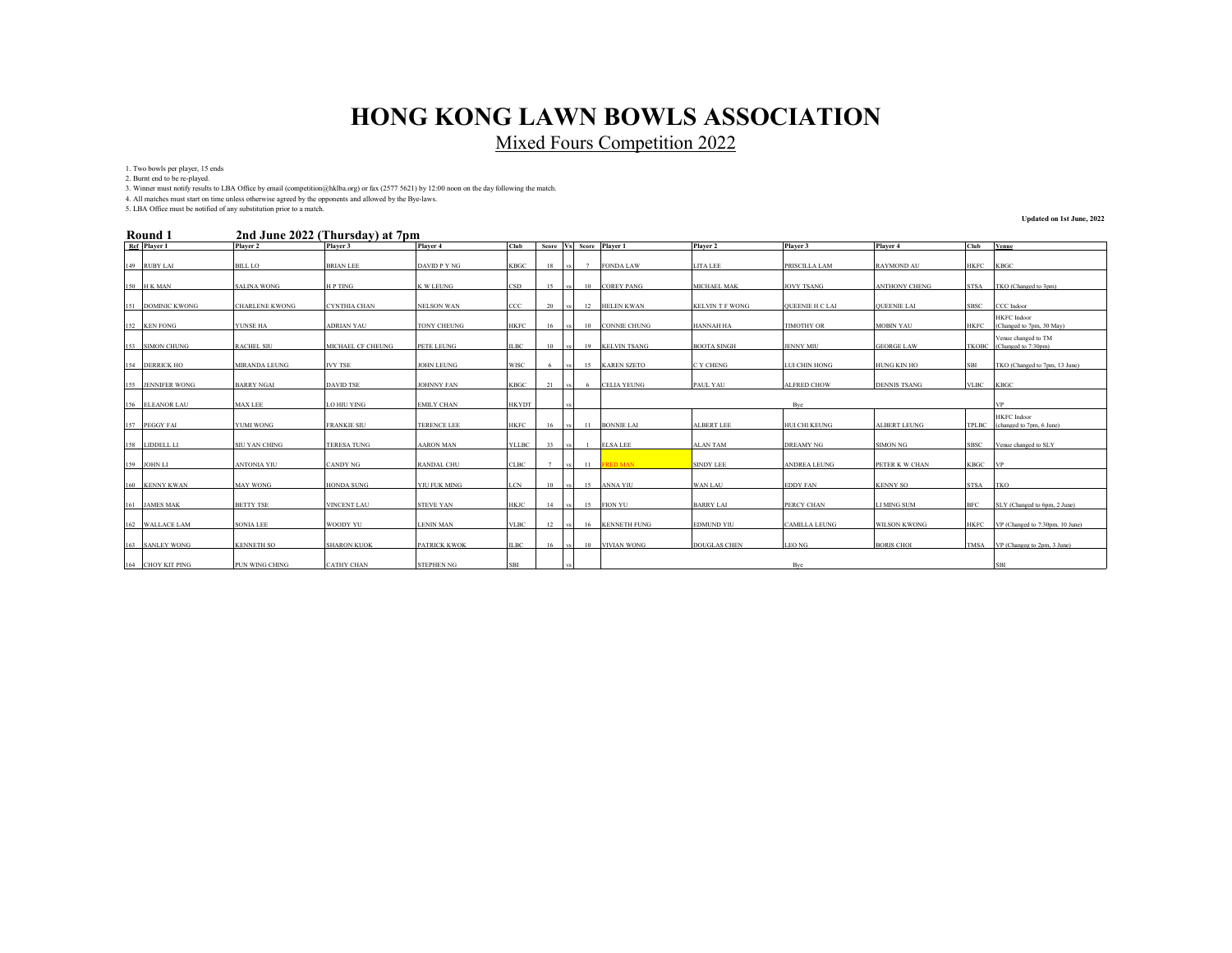# HONG KONG LAWN BOWLS ASSOCIATION

## Mixed Fours Competition 2022

1. Two bowls per player, 15 ends
2. Burnt end to be re-played.
3. Winner must notify results to LBA Office by email (competition@hklba.org) or fax (2577 5621) by 12:00 noon on the day following the match.
4. All matches must start on time unless otherwise agreed by the opponents and allowed by the Bye-laws.
5. LBA Office must be notified of any substitution prior to a match.

**Updated on 1st June, 2022**

### Round 1 — 2nd June 2022 (Thursday) at 7pm

| Ref | Player 1 | Player 2 | Player 3 | Player 4 | Club | Score | Vs | Score | Player 1 | Player 2 | Player 3 | Player 4 | Club | Venue |
|---|---|---|---|---|---|---|---|---|---|---|---|---|---|---|
| 149 | RUBY LAI | BILL LO | BRIAN LEE | DAVID P Y NG | KBGC | 18 | vs | 7 | FONDA LAW | LITA LEE | PRISCILLA LAM | RAYMOND AU | HKFC | KBGC |
| 150 | H K MAN | SALINA WONG | H P TING | K W LEUNG | CSD | 15 | vs | 10 | COREY PANG | MICHAEL MAK | JOVY TSANG | ANTHONY CHENG | STSA | TKO (Changed to 3pm) |
| 151 | DOMINIC KWONG | CHARLENE KWONG | CYNTHIA CHAN | NELSON WAN | CCC | 20 | vs | 12 | HELEN KWAN | KELVIN T F WONG | QUEENIE H C LAI | QUEENIE LAI | SBSC | CCC Indoor |
| 152 | KEN FONG | YUNSE HA | ADRIAN YAU | TONY CHEUNG | HKFC | 16 | vs | 10 | CONNIE CHUNG | HANNAH HA | TIMOTHY OR | MOBIN YAU | HKFC | HKFC Indoor (Changed to 7pm, 30 May) |
| 153 | SIMON CHUNG | RACHEL SIU | MICHAEL CF CHEUNG | PETE LEUNG | ILBC | 10 | vs | 19 | KELVIN TSANG | BOOTA SINGH | JENNY MIU | GEORGE LAW | TKOBC | Venue changed to TM (Changed to 7:30pm) |
| 154 | DERRICK HO | MIRANDA LEUNG | IVY TSE | JOHN LEUNG | WJSC | 6 | vs | 15 | KAREN SZETO | C Y CHENG | LUI CHIN HONG | HUNG KIN HO | SBI | TKO (Changed to 7pm, 13 June) |
| 155 | JENNIFER WONG | BARRY NGAI | DAVID TSE | JOHNNY FAN | KBGC | 21 | vs | 6 | CELIA YEUNG | PAUL YAU | ALFRED CHOW | DENNIS TSANG | VLBC | KBGC |
| 156 | ELEANOR LAU | MAX LEE | LO HIU YING | EMILY CHAN | HKYDT | | vs | | | | Bye | | | VP |
| 157 | PEGGY FAI | YUMI WONG | FRANKIE SIU | TERENCE LEE | HKFC | 16 | vs | 11 | BONNIE LAI | ALBERT LEE | HUI CHI KEUNG | ALBERT LEUNG | TPLBC | HKFC Indoor (changed to 7pm, 6 June) |
| 158 | LIDDELL LI | SIU YAN CHING | TERESA TUNG | AARON MAN | YLLBC | 33 | vs | 1 | ELSA LEE | ALAN TAM | DREAMY NG | SIMON NG | SBSC | Venue changed to SLY |
| 159 | JOHN LI | ANTONIA YIU | CANDY NG | RANDAL CHU | CLBC | 7 | vs | 11 | FRED MAN | SINDY LEE | ANDREA LEUNG | PETER K W CHAN | KBGC | VP |
| 160 | KENNY KWAN | MAY WONG | HONDA SUNG | YIU FUK MING | LCN | 10 | vs | 15 | ANNA YIU | WAN LAU | EDDY FAN | KENNY SO | STSA | TKO |
| 161 | JAMES MAK | BETTY TSE | VINCENT LAU | STEVE YAN | HKJC | 14 | vs | 15 | FION YU | BARRY LAI | PERCY CHAN | LI MING SUM | BFC | SLY (Changed to 6pm, 2 June) |
| 162 | WALLACE LAM | SONIA LEE | WOODY YU | LENIN MAN | VLBC | 12 | vs | 16 | KENNETH FUNG | EDMUND YIU | CAMILLA LEUNG | WILSON KWONG | HKFC | VP (Changed to 7:30pm, 10 June) |
| 163 | SANLEY WONG | KENNETH SO | SHARON KUOK | PATRICK KWOK | ILBC | 16 | vs | 10 | VIVIAN WONG | DOUGLAS CHEN | LEO NG | BORIS CHOI | TMSA | VP (Changeg to 2pm, 3 June) |
| 164 | CHOY KIT PING | PUN WING CHING | CATHY CHAN | STEPHEN NG | SBI | | vs | | | | Bye | | | SBI |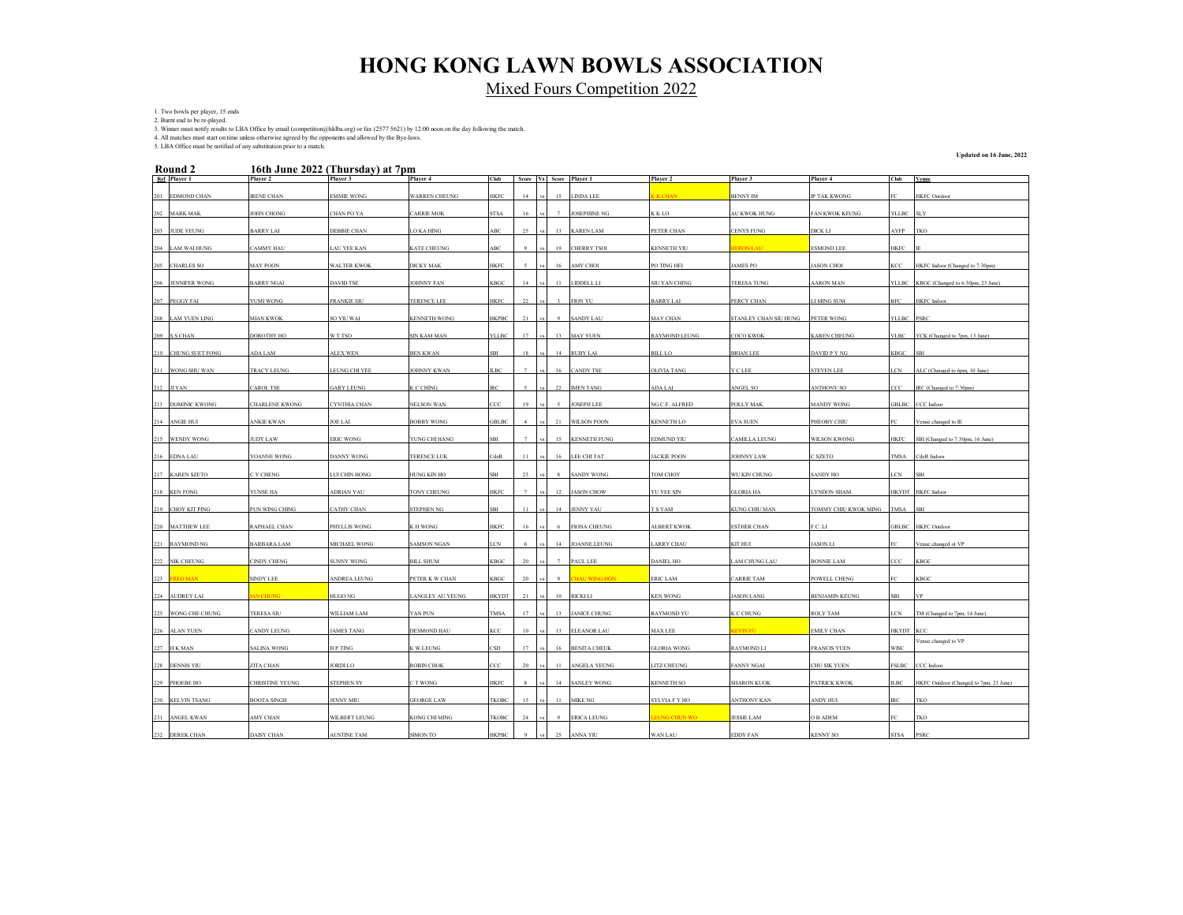# HONG KONG LAWN BOWLS ASSOCIATION

## Mixed Fours Competition 2022

1. Two bowls per player, 15 ends
2. Burnt end to be re-played.
3. Winner must notify results to LBA Office by email (competition@hklba.org) or fax (2577 5621) by 12:00 noon on the day following the match.
4. All matches must start on time unless otherwise agreed by the opponents and allowed by the Bye-laws.
5. LBA Office must be notified of any substitution prior to a match.

**Updated on 16 June, 2022**

### Round 2 — 16th June 2022 (Thursday) at 7pm

| Ref | Player 1 | Player 2 | Player 3 | Player 4 | Club | Score | Vs | Score | Player 1 | Player 2 | Player 3 | Player 4 | Club | Venue |
|---|---|---|---|---|---|---|---|---|---|---|---|---|---|---|
| 201 | EDMOND CHAN | IRENE CHAN | EMMIE WONG | WARREN CHEUNG | HKFC | 14 | vs | 15 | LINDA LEE | K K CHAN | BENNY IM | IP TAK KWONG | FC | HKFC Outdoor |
| 202 | MARK MAK | JOHN CHONG | CHAN PO YA | CARRIE MOK | STSA | 16 | vs | 7 | JOSEPHINE NG | K K LO | AU KWOK HUNG | FAN KWOK KEUNG | YLLBC | SLY |
| 203 | JUDE YEUNG | BARRY LAI | DEBBIE CHAN | LO KA HING | ABC | 25 | vs | 13 | KAREN LAM | PETER CHAN | CENYS FUNG | DICK LI | AYFP | TKO |
| 204 | LAM WAI HUNG | CAMMY HAU | LAU YEE KAN | KATE CHEUNG | ABC | 9 | vs | 19 | CHERRY TSOI | KENNETH YIU | HERON LAU | ESMOND LEE | HKFC | IE |
| 205 | CHARLES SO | MAY POON | WALTER KWOK | DICKY MAK | HKFC | 5 | vs | 16 | AMY CHOI | PO TING HEI | JAMES PO | JASON CHOI | KCC | HKFC Indoor (Changed to 7:30pm) |
| 206 | JENNIFER WONG | BARRY NGAI | DAVID TSE | JOHNNY FAN | KBGC | 14 | vs | 11 | LIDDELL LI | SIU YAN CHING | TERESA TUNG | AARON MAN | YLLBC | KBGC (Changed to 6:30pm, 23 June) |
| 207 | PEGGY FAI | YUMI WONG | FRANKIE SIU | TERENCE LEE | HKFC | 22 | vs | 3 | FION YU | BARRY LAI | PERCY CHAN | LI MING SUM | BFC | HKFC Indoor |
| 208 | LAM YUEN LING | MIAN KWOK | SO YIU WAI | KENNETH WONG | HKPBC | 21 | vs | 9 | SANDY LAU | MAY CHAN | STANLEY CHAN SIU HUNG | PETER WONG | YLLBC | PSRC |
| 209 | S S CHAN | DOROTHY HO | W T TSO | SIN KAM MAN | YLLBC | 17 | vs | 13 | MAY YUEN | RAYMOND LEUNG | COCO KWOK | KAREN CHEUNG | VLBC | YCK (Changed to 7pm, 13 June) |
| 210 | CHUNG SUET FONG | ADA LAM | ALEX WEN | BEN KWAN | SBI | 18 | vs | 14 | RUBY LAI | BILL LO | BRIAN LEE | DAVID P Y NG | KBGC | SBI |
| 211 | WONG SHU WAN | TRACY LEUNG | LEUNG CHI YEE | JOHNNY KWAN | ILBC | 7 | vs | 16 | CANDY TSE | OLIVIA TANG | Y C LEE | STEVEN LEE | LCN | ALC (Changed to 6pm, 10 June) |
| 212 | JI YAN | CAROL TSE | GARY LEUNG | K C CHING | IRC | 5 | vs | 22 | IMEN TANG | ADA LAI | ANGEL SO | ANTHONY SO | CCC | IRC (Changed to 7:30pm) |
| 213 | DOMINIC KWONG | CHARLENE KWONG | CYNTHIA CHAN | NELSON WAN | CCC | 19 | vs | 5 | JOSEPH LEE | NG C.F. ALFRED | POLLY MAK | MANDY WONG | GBLBC | CCC Indoor |
| 214 | ANGIE HUI | ANKIE KWAN | JOE LAI | BOBBY WONG | GBLBC | 4 | vs | 21 | WILSON POON | KENNETH LO | EVA SUEN | PHEOBY CHIU | FC | Venue changed to IE |
| 215 | WENDY WONG | JUDY LAW | ERIC WONG | YUNG CHI HANG | SBI | 7 | vs | 15 | KENNETH FUNG | EDMUND YIU | CAMILLA LEUNG | WILSON KWONG | HKFC | SBI (Changed to 7:30pm, 16 June) |
| 216 | EDNA LAU | YOANNE WONG | DANNY WONG | TERENCE LUK | CdeR | 11 | vs | 16 | LEE CHI TAT | JACKIE POON | JOHNNY LAW | C SZETO | TMSA | CdeR Indoor |
| 217 | KAREN SZETO | C Y CHENG | LUI CHIN HONG | HUNG KIN HO | SBI | 23 | vs | 8 | SANDY WONG | TOM CHOY | WU KIN CHUNG | SANDY HO | LCN | SBI |
| 218 | KEN FONG | YUNSE HA | ADRIAN YAU | TONY CHEUNG | HKFC | 7 | vs | 12 | JASON CHOW | YU YEE SIN | GLORIA HA | LYNDON SHAM | HKYDT | HKFC Indoor |
| 219 | CHOY KIT PING | PUN WING CHING | CATHY CHAN | STEPHEN NG | SBI | 11 | vs | 14 | JENNY YAU | T S YAM | KUNG CHIU MAN | TOMMY CHIU KWOK MING | TMSA | SBI |
| 220 | MATTHEW LEE | RAPHAEL CHAN | PHYLLIS WONG | K H WONG | HKFC | 16 | vs | 6 | FIONA CHEUNG | ALBERT KWOK | ESTHER CHAN | F.C. LI | GBLBC | HKFC Outdoor |
| 221 | RAYMOND NG | BARBARA LAM | MICHAEL WONG | SAMSON NGAN | LCN | 6 | vs | 14 | JOANNE LEUNG | LARRY CHAU | KIT HUI | JASON LI | FC | Venue changed ot VP |
| 222 | NIK CHEUNG | CINDY CHENG | SUNNY WONG | BILL SHUM | KBGC | 20 | vs | 7 | PAUL LEE | DANIEL HO | LAM CHUNG LAU | BONNIE LAM | CCC | KBGC |
| 223 | FRED MAN | SINDY LEE | ANDREA LEUNG | PETER K W CHAN | KBGC | 20 | vs | 9 | CHAU WING HON | ERIC LAM | CARRIE TAM | POWELL CHENG | FC | KBGC |
| 224 | AUDREY LAI | IAN CHUNG | HUGO NG | LANGLEY AU YEUNG | HKYDT | 21 | vs | 10 | RICKI LI | KEN WONG | JASON LANG | BENJAMIN KEUNG | SBI | VP |
| 225 | WONG CHE CHUNG | TERESA SIU | WILLIAM LAM | YAN PUN | TMSA | 17 | vs | 13 | JANICE CHUNG | RAYMOND YU | K C CHUNG | ROLY TAM | LCN | TM (Changed to 7pm, 14 June) |
| 226 | ALAN YUEN | CANDY LEUNG | JAMES TANG | DESMOND HAU | KCC | 10 | vs | 13 | ELEANOR LAU | MAX LEE | KEVIN FU | EMILY CHAN | HKYDT | KCC |
| 227 | H K MAN | SALINA WONG | H P TING | K W LEUNG | CSD | 17 | vs | 16 | BENITA CHEUK | GLORIA WONG | RAYMOND LI | FRANCIS YUEN | WISC | Venue changed to VP |
| 228 | DENNIS YIU | ZITA CHAN | JORDI LO | ROBIN CHOK | CCC | 20 | vs | 11 | ANGELA YEUNG | LITZ CHEUNG | FANNY NGAI | CHU SIK YUEN | FSLBC | CCC Indoor |
| 229 | PHOEBE HO | CHRISTINE YEUNG | STEPHEN SY | C T WONG | HKFC | 8 | vs | 14 | SANLEY WONG | KENNETH SO | SHARON KUOK | PATRICK KWOK | ILBC | HKFC Outdoor (Changed to 7pm, 23 June) |
| 230 | KELVIN TSANG | BOOTA SINGH | JENNY MIU | GEORGE LAW | TKOBC | 15 | vs | 11 | MIKE NG | SYLVIA F Y HO | ANTHONY KAN | ANDY HUI | IRC | TKO |
| 231 | ANGEL KWAN | AMY CHAN | WILBERT LEUNG | KONG CHI MING | TKOBC | 24 | vs | 9 | ERICA LEUNG | LEUNG CHUN WO | JESSIE LAM | O B ADEM | FC | TKO |
| 232 | DEREK CHAN | DAISY CHAN | AUSTINE TAM | SIMON TO | HKPBC | 9 | vs | 25 | ANNA YIU | WAN LAU | EDDY FAN | KENNY SO | STSA | PSRC |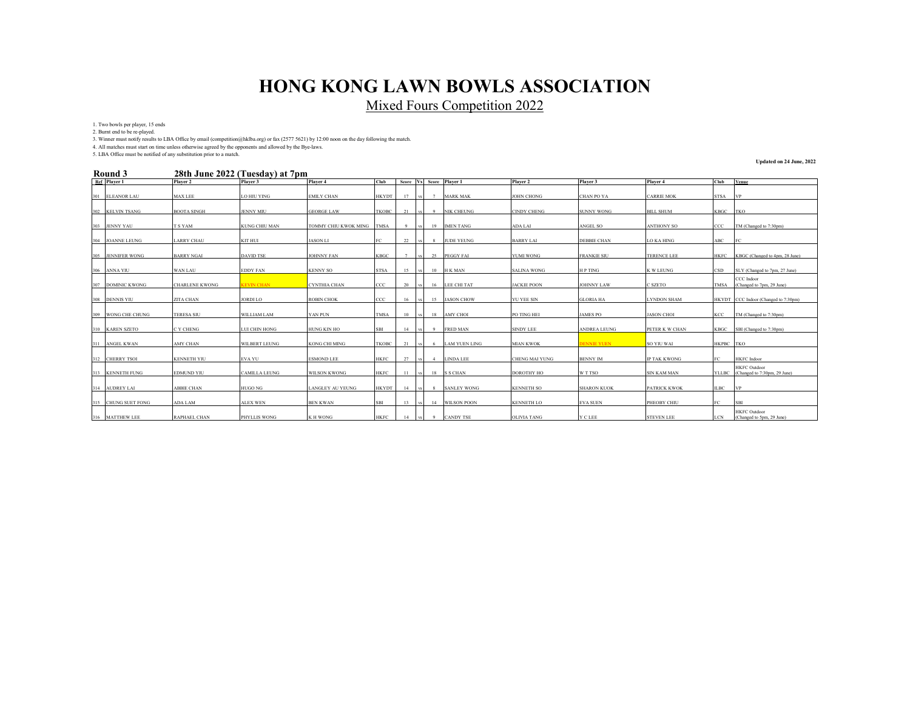# HONG KONG LAWN BOWLS ASSOCIATION

## Mixed Fours Competition 2022

1. Two bowls per player, 15 ends
2. Burnt end to be re-played.
3. Winner must notify results to LBA Office by email (competition@hklba.org) or fax (2577 5621) by 12:00 noon on the day following the match.
4. All matches must start on time unless otherwise agreed by the opponents and allowed by the Bye-laws.
5. LBA Office must be notified of any substitution prior to a match.

**Updated on 24 June, 2022**

### Round 3 — 28th June 2022 (Tuesday) at 7pm

| Ref | Player 1 | Player 2 | Player 3 | Player 4 | Club | Score | Vs | Score | Player 1 | Player 2 | Player 3 | Player 4 | Club | Venue |
|---|---|---|---|---|---|---|---|---|---|---|---|---|---|---|
| 301 | ELEANOR LAU | MAX LEE | LO HIU YING | EMILY CHAN | HKYDT | 17 | vs | 7 | MARK MAK | JOHN CHONG | CHAN PO YA | CARRIE MOK | STSA | VP |
| 302 | KELVIN TSANG | BOOTA SINGH | JENNY MIU | GEORGE LAW | TKOBC | 21 | vs | 9 | NIK CHEUNG | CINDY CHENG | SUNNY WONG | BILL SHUM | KBGC | TKO |
| 303 | JENNY YAU | T S YAM | KUNG CHIU MAN | TOMMY CHIU KWOK MING | TMSA | 9 | vs | 19 | IMEN TANG | ADA LAI | ANGEL SO | ANTHONY SO | CCC | TM (Changed to 7:30pm) |
| 304 | JOANNE LEUNG | LARRY CHAU | KIT HUI | JASON LI | FC | 22 | vs | 8 | JUDE YEUNG | BARRY LAI | DEBBIE CHAN | LO KA HING | ABC | FC |
| 305 | JENNIFER WONG | BARRY NGAI | DAVID TSE | JOHNNY FAN | KBGC | 7 | vs | 25 | PEGGY FAI | YUMI WONG | FRANKIE SIU | TERENCE LEE | HKFC | KBGC (Changed to 4pm, 28 June) |
| 306 | ANNA YIU | WAN LAU | EDDY FAN | KENNY SO | STSA | 15 | vs | 10 | H K MAN | SALINA WONG | H P TING | K W LEUNG | CSD | SLY (Changed to 7pm, 27 June) |
| 307 | DOMINIC KWONG | CHARLENE KWONG | KEVIN CHAN | CYNTHIA CHAN | CCC | 20 | vs | 16 | LEE CHI TAT | JACKIE POON | JOHNNY LAW | C SZETO | TMSA | CCC Indoor (Changed to 7pm, 29 June) |
| 308 | DENNIS YIU | ZITA CHAN | JORDI LO | ROBIN CHOK | CCC | 16 | vs | 15 | JASON CHOW | YU YEE SIN | GLORIA HA | LYNDON SHAM | HKYDT | CCC Indoor (Changed to 7:30pm) |
| 309 | WONG CHE CHUNG | TERESA SIU | WILLIAM LAM | YAN PUN | TMSA | 10 | vs | 18 | AMY CHOI | PO TING HEI | JAMES PO | JASON CHOI | KCC | TM (Changed to 7:30pm) |
| 310 | KAREN SZETO | C Y CHENG | LUI CHIN HONG | HUNG KIN HO | SBI | 14 | vs | 9 | FRED MAN | SINDY LEE | ANDREA LEUNG | PETER K W CHAN | KBGC | SBI (Changed to 7:30pm) |
| 311 | ANGEL KWAN | AMY CHAN | WILBERT LEUNG | KONG CHI MING | TKOBC | 21 | vs | 6 | LAM YUEN LING | MIAN KWOK | DENNIE YUEN | SO YIU WAI | HKPBC | TKO |
| 312 | CHERRY TSOI | KENNETH YIU | EVA YU | ESMOND LEE | HKFC | 27 | vs | 4 | LINDA LEE | CHENG MAI YUNG | BENNY IM | IP TAK KWONG | FC | HKFC Indoor |
| 313 | KENNETH FUNG | EDMUND YIU | CAMILLA LEUNG | WILSON KWONG | HKFC | 11 | vs | 18 | S S CHAN | DOROTHY HO | W T TSO | SIN KAM MAN | YLLBC | HKFC Outdoor (Changed to 7:30pm, 29 June) |
| 314 | AUDREY LAI | ABBIE CHAN | HUGO NG | LANGLEY AU YEUNG | HKYDT | 14 | vs | 8 | SANLEY WONG | KENNETH SO | SHARON KUOK | PATRICK KWOK | ILBC | VP |
| 315 | CHUNG SUET FONG | ADA LAM | ALEX WEN | BEN KWAN | SBI | 13 | vs | 14 | WILSON POON | KENNETH LO | EVA SUEN | PHEOBY CHIU | FC | SBI |
| 316 | MATTHEW LEE | RAPHAEL CHAN | PHYLLIS WONG | K H WONG | HKFC | 14 | vs | 9 | CANDY TSE | OLIVIA TANG | Y C LEE | STEVEN LEE | LCN | HKFC Outdoor (Changed to 5pm, 29 June) |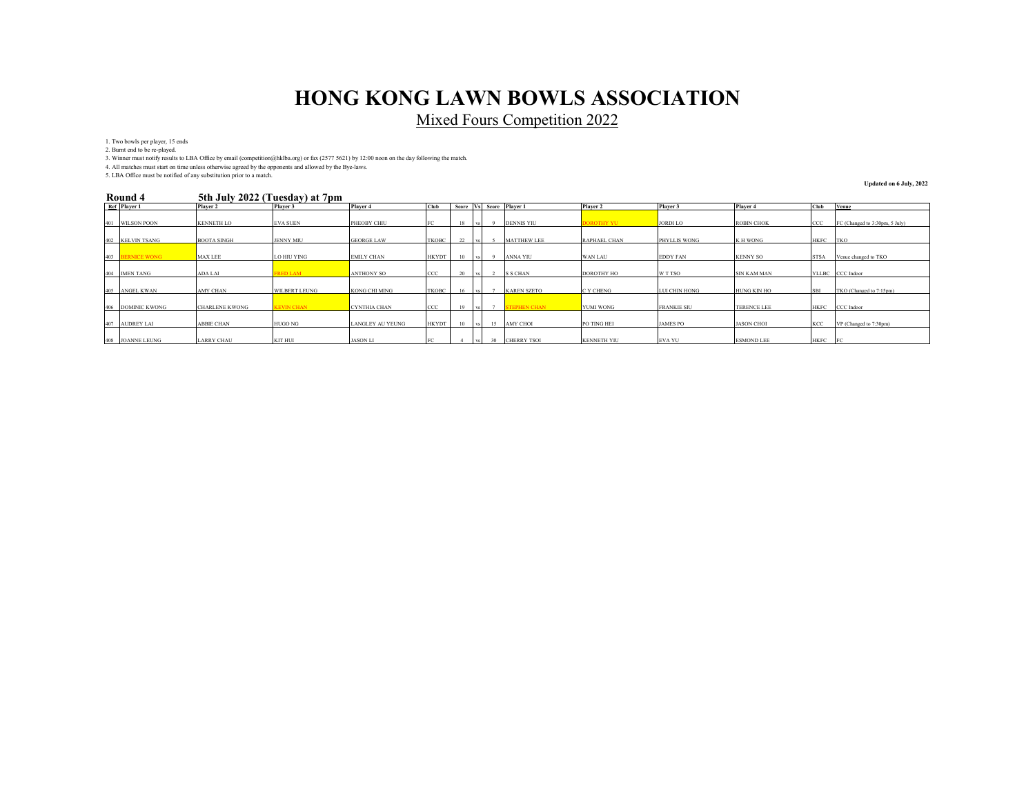# HONG KONG LAWN BOWLS ASSOCIATION

Mixed Fours Competition 2022

1. Two bowls per player, 15 ends
2. Burnt end to be re-played.
3. Winner must notify results to LBA Office by email (competition@hklba.org) or fax (2577 5621) by 12:00 noon on the day following the match.
4. All matches must start on time unless otherwise agreed by the opponents and allowed by the Bye-laws.
5. LBA Office must be notified of any substitution prior to a match.

**Updated on 6 July, 2022**

**Round 4** **5th July 2022 (Tuesday) at 7pm**

| Ref | Player 1 | Player 2 | Player 3 | Player 4 | Club | Score | Vs | Score | Player 1 | Player 2 | Player 3 | Player 4 | Club | Venue |
|---|---|---|---|---|---|---|---|---|---|---|---|---|---|---|
| 401 | WILSON POON | KENNETH LO | EVA SUEN | PHEOBY CHIU | FC | 18 | vs | 9 | DENNIS YIU | DOROTHY YU | JORDI LO | ROBIN CHOK | CCC | FC (Changed to 3:30pm, 5 July) |
| 402 | KELVIN TSANG | BOOTA SINGH | JENNY MIU | GEORGE LAW | TKOBC | 22 | vs | 5 | MATTHEW LEE | RAPHAEL CHAN | PHYLLIS WONG | K H WONG | HKFC | TKO |
| 403 | BERNICE WONG | MAX LEE | LO HIU YING | EMILY CHAN | HKYDT | 10 | vs | 9 | ANNA YIU | WAN LAU | EDDY FAN | KENNY SO | STSA | Venue changed to TKO |
| 404 | IMEN TANG | ADA LAI | FRED LAM | ANTHONY SO | CCC | 20 | vs | 2 | S S CHAN | DOROTHY HO | W T TSO | SIN KAM MAN | YLLBC | CCC Indoor |
| 405 | ANGEL KWAN | AMY CHAN | WILBERT LEUNG | KONG CHI MING | TKOBC | 16 | vs | 7 | KAREN SZETO | C Y CHENG | LUI CHIN HONG | HUNG KIN HO | SBI | TKO (Changed to 7:15pm) |
| 406 | DOMINIC KWONG | CHARLENE KWONG | KEVIN CHAN | CYNTHIA CHAN | CCC | 19 | vs | 7 | STEPHEN CHAN | YUMI WONG | FRANKIE SIU | TERENCE LEE | HKFC | CCC Indoor |
| 407 | AUDREY LAI | ABBIE CHAN | HUGO NG | LANGLEY AU YEUNG | HKYDT | 10 | vs | 15 | AMY CHOI | PO TING HEI | JAMES PO | JASON CHOI | KCC | VP (Changed to 7:30pm) |
| 408 | JOANNE LEUNG | LARRY CHAU | KIT HUI | JASON LI | FC | 4 | vs | 30 | CHERRY TSOI | KENNETH YIU | EVA YU | ESMOND LEE | HKFC | FC |